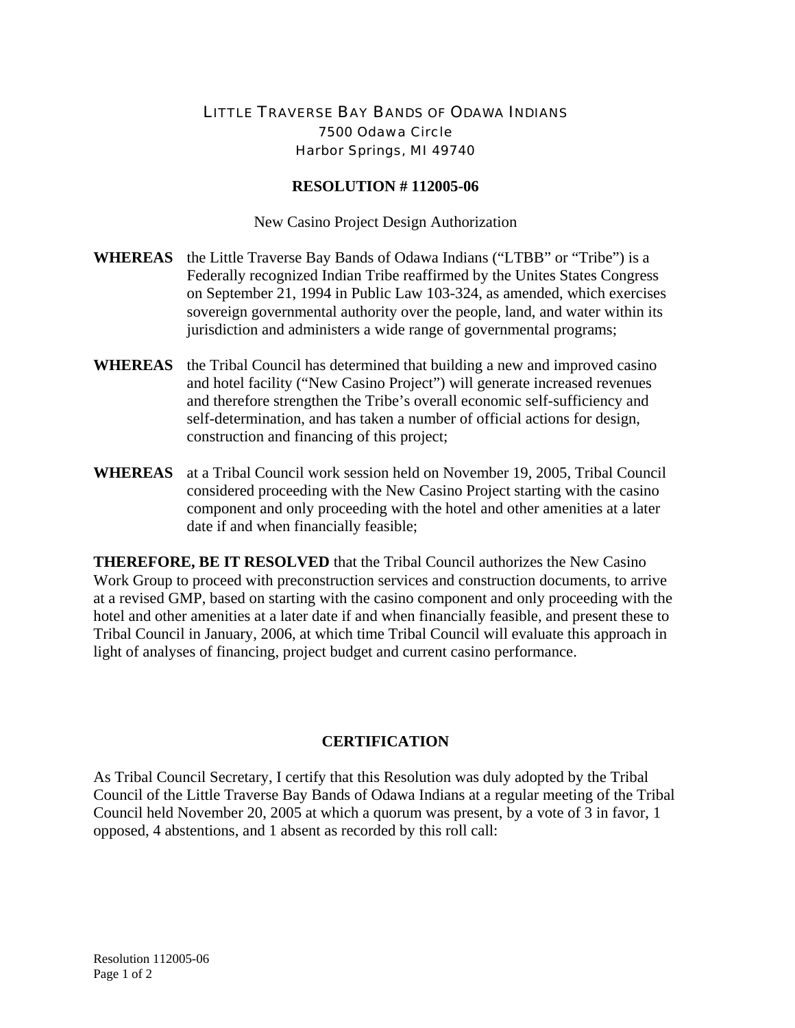LITTLE TRAVERSE BAY BANDS OF ODAWA INDIANS
7500 Odawa Circle
Harbor Springs, MI 49740

**RESOLUTION # 112005-06**

New Casino Project Design Authorization

**WHEREAS** the Little Traverse Bay Bands of Odawa Indians ("LTBB" or "Tribe") is a Federally recognized Indian Tribe reaffirmed by the Unites States Congress on September 21, 1994 in Public Law 103-324, as amended, which exercises sovereign governmental authority over the people, land, and water within its jurisdiction and administers a wide range of governmental programs;

**WHEREAS** the Tribal Council has determined that building a new and improved casino and hotel facility ("New Casino Project") will generate increased revenues and therefore strengthen the Tribe's overall economic self-sufficiency and self-determination, and has taken a number of official actions for design, construction and financing of this project;

**WHEREAS** at a Tribal Council work session held on November 19, 2005, Tribal Council considered proceeding with the New Casino Project starting with the casino component and only proceeding with the hotel and other amenities at a later date if and when financially feasible;

**THEREFORE, BE IT RESOLVED** that the Tribal Council authorizes the New Casino Work Group to proceed with preconstruction services and construction documents, to arrive at a revised GMP, based on starting with the casino component and only proceeding with the hotel and other amenities at a later date if and when financially feasible, and present these to Tribal Council in January, 2006, at which time Tribal Council will evaluate this approach in light of analyses of financing, project budget and current casino performance.

**CERTIFICATION**

As Tribal Council Secretary, I certify that this Resolution was duly adopted by the Tribal Council of the Little Traverse Bay Bands of Odawa Indians at a regular meeting of the Tribal Council held November 20, 2005 at which a quorum was present, by a vote of 3 in favor, 1 opposed, 4 abstentions, and 1 absent as recorded by this roll call: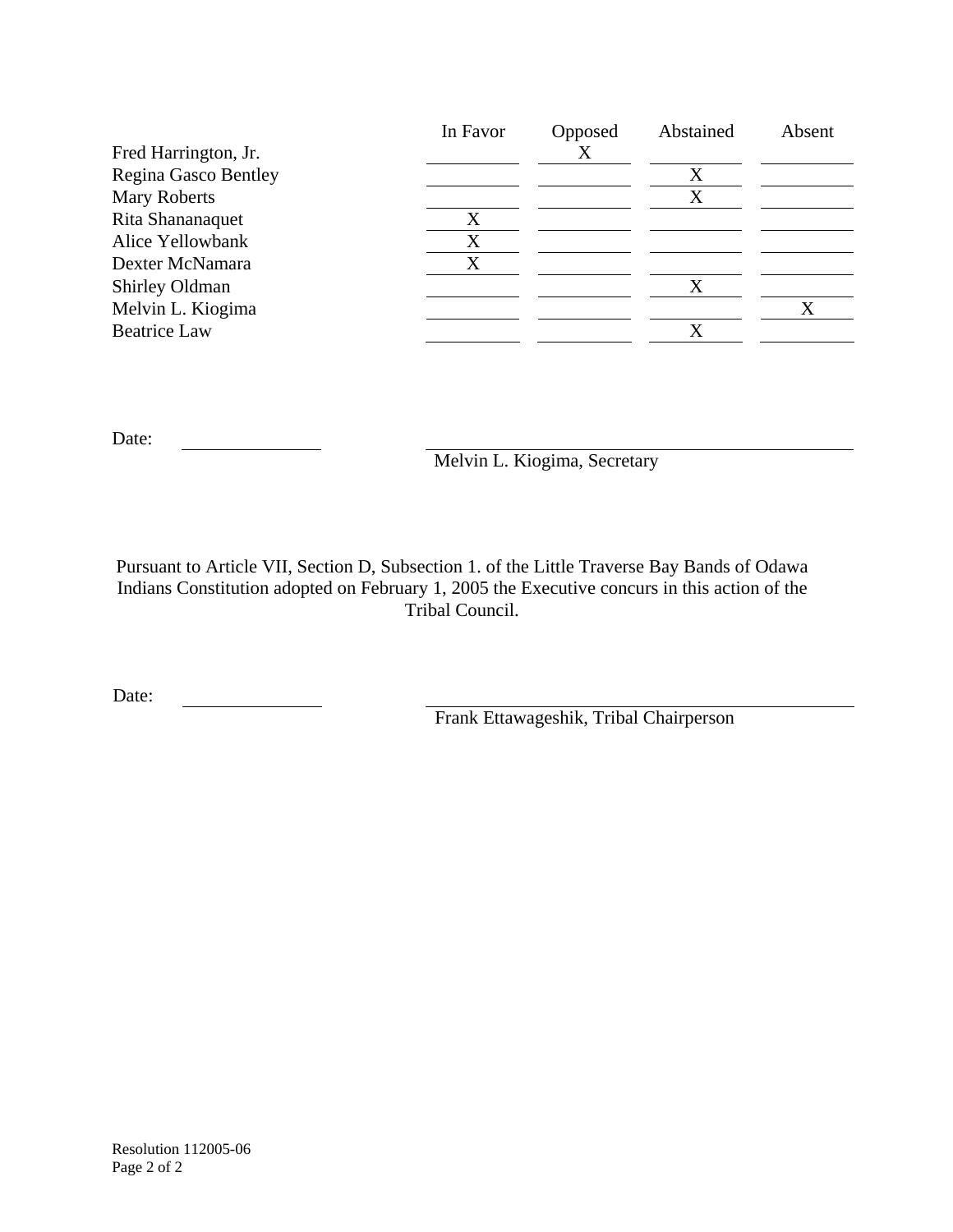| | In Favor | Opposed | Abstained | Absent |
|---|---|---|---|---|
| Fred Harrington, Jr. | | X | | |
| Regina Gasco Bentley | | | X | |
| Mary Roberts | | | X | |
| Rita Shananaquet | X | | | |
| Alice Yellowbank | X | | | |
| Dexter McNamara | X | | | |
| Shirley Oldman | | | X | |
| Melvin L. Kiogima | | | | X |
| Beatrice Law | | | X | |

Date: \_\_\_\_\_\_\_\_\_\_\_\_\_\_\_\_

\_\_\_\_\_\_\_\_\_\_\_\_\_\_\_\_\_\_\_\_\_\_\_\_\_\_\_\_\_\_\_\_
Melvin L. Kiogima, Secretary

Pursuant to Article VII, Section D, Subsection 1. of the Little Traverse Bay Bands of Odawa Indians Constitution adopted on February 1, 2005 the Executive concurs in this action of the Tribal Council.

Date: \_\_\_\_\_\_\_\_\_\_\_\_\_\_\_\_

\_\_\_\_\_\_\_\_\_\_\_\_\_\_\_\_\_\_\_\_\_\_\_\_\_\_\_\_\_\_\_\_
Frank Ettawageshik, Tribal Chairperson

Resolution 112005-06